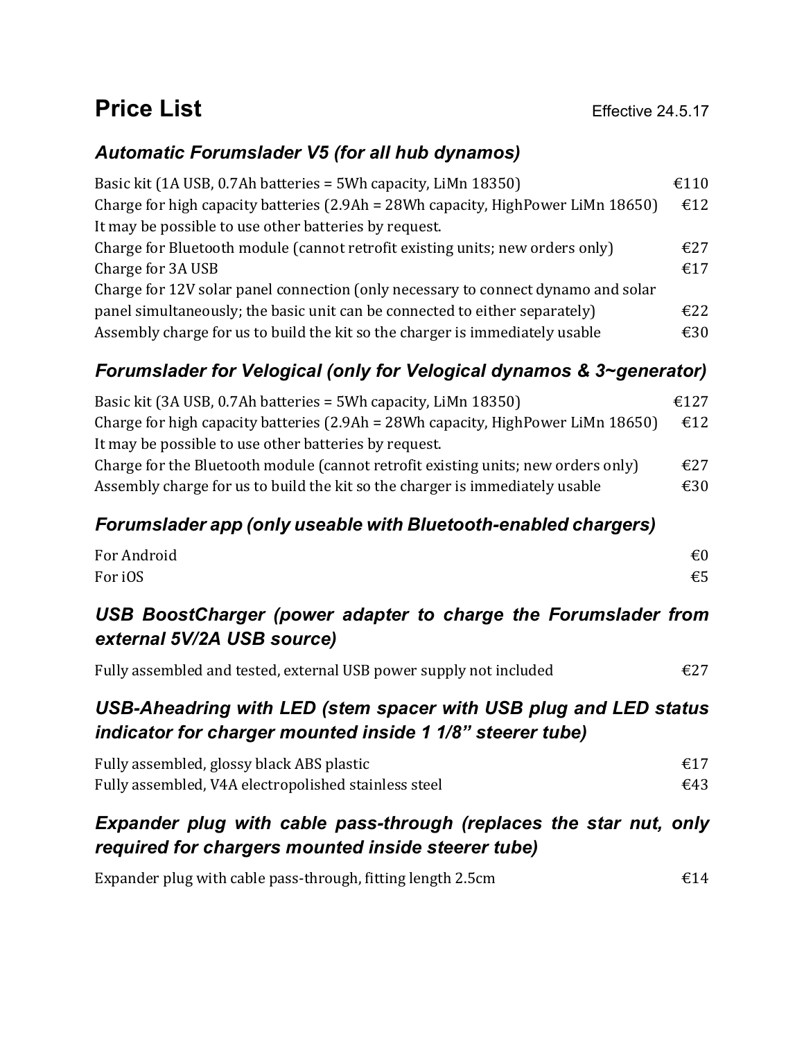# Price List

Effective 24.5.17

## *Automatic Forumslader V5 (for all hub dynamos)*

| Item | Price |
|---|---|
| Basic kit (1A USB, 0.7Ah batteries = 5Wh capacity, LiMn 18350) | €110 |
| Charge for high capacity batteries (2.9Ah = 28Wh capacity, HighPower LiMn 18650) | €12 |
| It may be possible to use other batteries by request. | |
| Charge for Bluetooth module (cannot retrofit existing units; new orders only) | €27 |
| Charge for 3A USB | €17 |
| Charge for 12V solar panel connection (only necessary to connect dynamo and solar panel simultaneously; the basic unit can be connected to either separately) | €22 |
| Assembly charge for us to build the kit so the charger is immediately usable | €30 |

## *Forumslader for Velogical (only for Velogical dynamos & 3~generator)*

| Item | Price |
|---|---|
| Basic kit (3A USB, 0.7Ah batteries = 5Wh capacity, LiMn 18350) | €127 |
| Charge for high capacity batteries (2.9Ah = 28Wh capacity, HighPower LiMn 18650) | €12 |
| It may be possible to use other batteries by request. | |
| Charge for the Bluetooth module (cannot retrofit existing units; new orders only) | €27 |
| Assembly charge for us to build the kit so the charger is immediately usable | €30 |

## *Forumslader app (only useable with Bluetooth-enabled chargers)*

| Item | Price |
|---|---|
| For Android | €0 |
| For iOS | €5 |

## *USB BoostCharger (power adapter to charge the Forumslader from external 5V/2A USB source)*

| Item | Price |
|---|---|
| Fully assembled and tested, external USB power supply not included | €27 |

## *USB-Aheadring with LED (stem spacer with USB plug and LED status indicator for charger mounted inside 1 1/8" steerer tube)*

| Item | Price |
|---|---|
| Fully assembled, glossy black ABS plastic | €17 |
| Fully assembled, V4A electropolished stainless steel | €43 |

## *Expander plug with cable pass-through (replaces the star nut, only required for chargers mounted inside steerer tube)*

| Item | Price |
|---|---|
| Expander plug with cable pass-through, fitting length 2.5cm | €14 |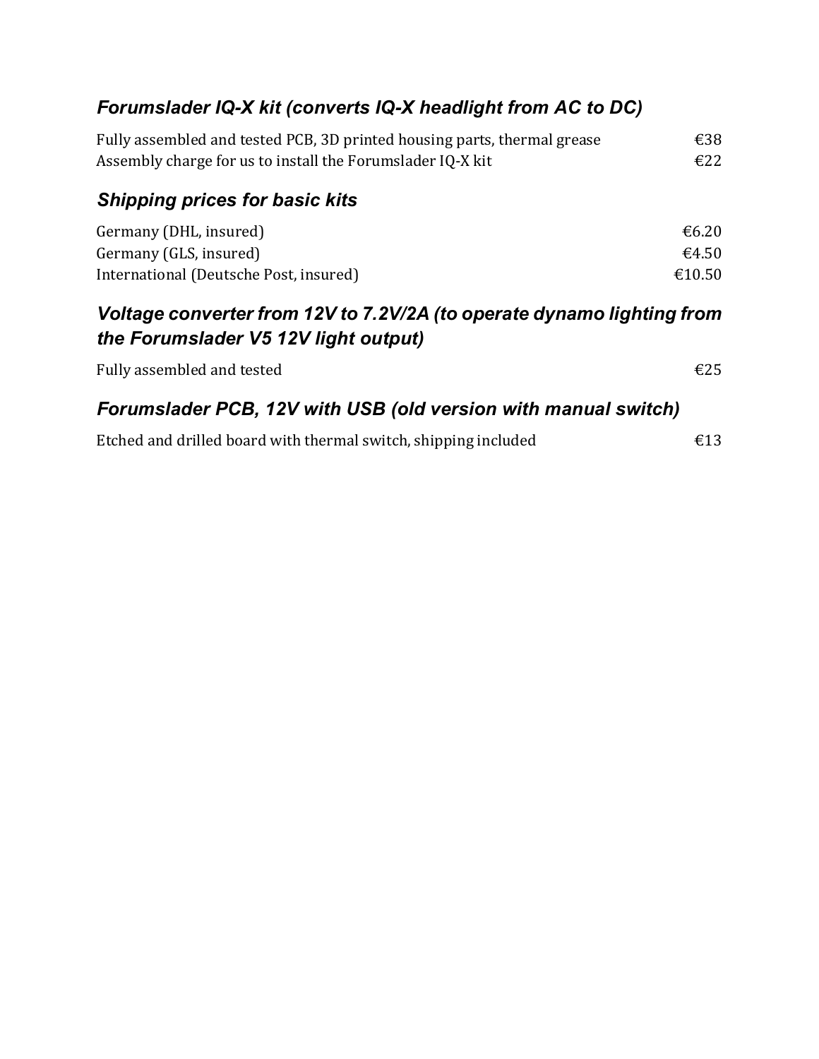### *Forumslader IQ-X kit (converts IQ-X headlight from AC to DC)*

| | |
|---|---|
| Fully assembled and tested PCB, 3D printed housing parts, thermal grease | €38 |
| Assembly charge for us to install the Forumslader IQ-X kit | €22 |

### *Shipping prices for basic kits*

| | |
|---|---|
| Germany (DHL, insured) | €6.20 |
| Germany (GLS, insured) | €4.50 |
| International (Deutsche Post, insured) | €10.50 |

### *Voltage converter from 12V to 7.2V/2A (to operate dynamo lighting from the Forumslader V5 12V light output)*

| | |
|---|---|
| Fully assembled and tested | €25 |

### *Forumslader PCB, 12V with USB (old version with manual switch)*

| | |
|---|---|
| Etched and drilled board with thermal switch, shipping included | €13 |